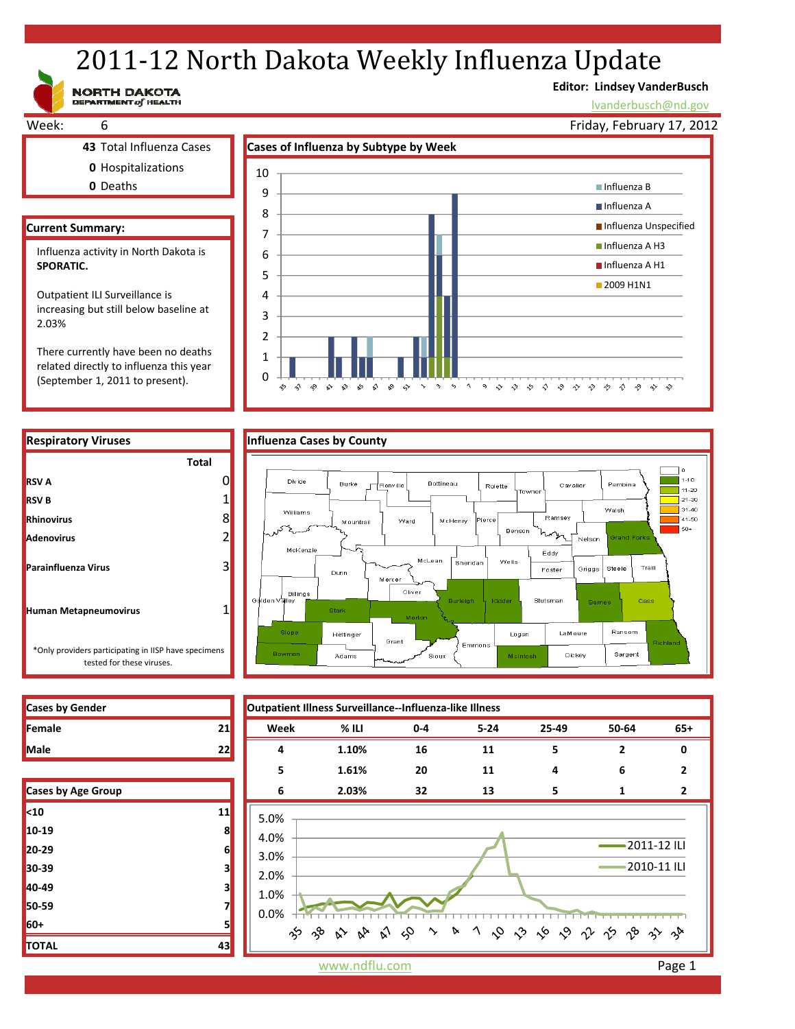# 2011-12 North Dakota Weekly Influenza Update

NORTH DAKOTA DEPARTMENT of HEALTH

**Editor: Lindsey VanderBusch**
lvanderbusch@nd.gov

Week: 6 — Friday, February 17, 2012

**43** Total Influenza Cases
**0** Hospitalizations
**0** Deaths

## Current Summary:

Influenza activity in North Dakota is **SPORATIC.**

Outpatient ILI Surveillance is increasing but still below baseline at 2.03%

There currently have been no deaths related directly to influenza this year (September 1, 2011 to present).

## Cases of Influenza by Subtype by Week

Legend: Influenza B, Influenza A, Influenza Unspecified, Influenza A H3, Influenza A H1, 2009 H1N1

## Respiratory Viruses

| | Total |
|---|---|
| **RSV A** | 0 |
| **RSV B** | 1 |
| **Rhinovirus** | 8 |
| **Adenovirus** | 2 |
| **Parainfluenza Virus** | 3 |
| **Human Metapneumovirus** | 1 |

*Only providers participating in IISP have specimens tested for these viruses.

## Influenza Cases by County

Legend: 0, 1-10, 11-20, 21-30, 31-40, 41-50, 50+

## Cases by Gender

| | |
|---|---|
| **Female** | 21 |
| **Male** | 22 |

## Cases by Age Group

| | |
|---|---|
| **<10** | 11 |
| **10-19** | 8 |
| **20-29** | 6 |
| **30-39** | 3 |
| **40-49** | 3 |
| **50-59** | 7 |
| **60+** | 5 |
| **TOTAL** | 43 |

## Outpatient Illness Surveillance--Influenza-like Illness

| Week | % ILI | 0-4 | 5-24 | 25-49 | 50-64 | 65+ |
|---|---|---|---|---|---|---|
| 4 | 1.10% | 16 | 11 | 5 | 2 | 0 |
| 5 | 1.61% | 20 | 11 | 4 | 6 | 2 |
| 6 | 2.03% | 32 | 13 | 5 | 1 | 2 |

Legend: 2011-12 ILI, 2010-11 ILI

www.ndflu.com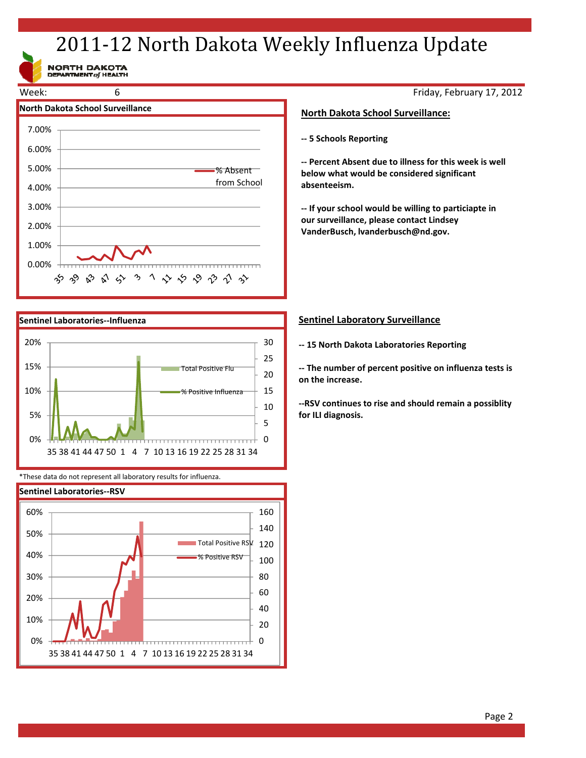# 2011-12 North Dakota Weekly Influenza Update

NORTH DAKOTA DEPARTMENT of HEALTH

Week: 6

Friday, February 17, 2012

## North Dakota School Surveillance

7.00%
6.00%
5.00%
4.00%
3.00%
2.00%
1.00%
0.00%

% Absent from School

35 39 43 47 51 3 7 11 15 19 23 27 31

## North Dakota School Surveillance:

**-- 5 Schools Reporting**

**-- Percent Absent due to illness for this week is well below what would be considered significant absenteeism.**

**-- If your school would be willing to particiapte in our surveillance, please contact Lindsey VanderBusch, lvanderbusch@nd.gov.**

## Sentinel Laboratories--Influenza

20% 15% 10% 5% 0%

30 25 20 15 10 5 0

Total Positive Flu

% Positive Influenza

35 38 41 44 47 50 1 4 7 10 13 16 19 22 25 28 31 34

*These data do not represent all laboratory results for influenza.

## Sentinel Laboratory Surveillance

**-- 15 North Dakota Laboratories Reporting**

**-- The number of percent positive on influenza tests is on the increase.**

**--RSV continues to rise and should remain a possiblity for ILI diagnosis.**

## Sentinel Laboratories--RSV

60% 50% 40% 30% 20% 10% 0%

160 140 120 100 80 60 40 20 0

Total Positive RSV

% Positive RSV

35 38 41 44 47 50 1 4 7 10 13 16 19 22 25 28 31 34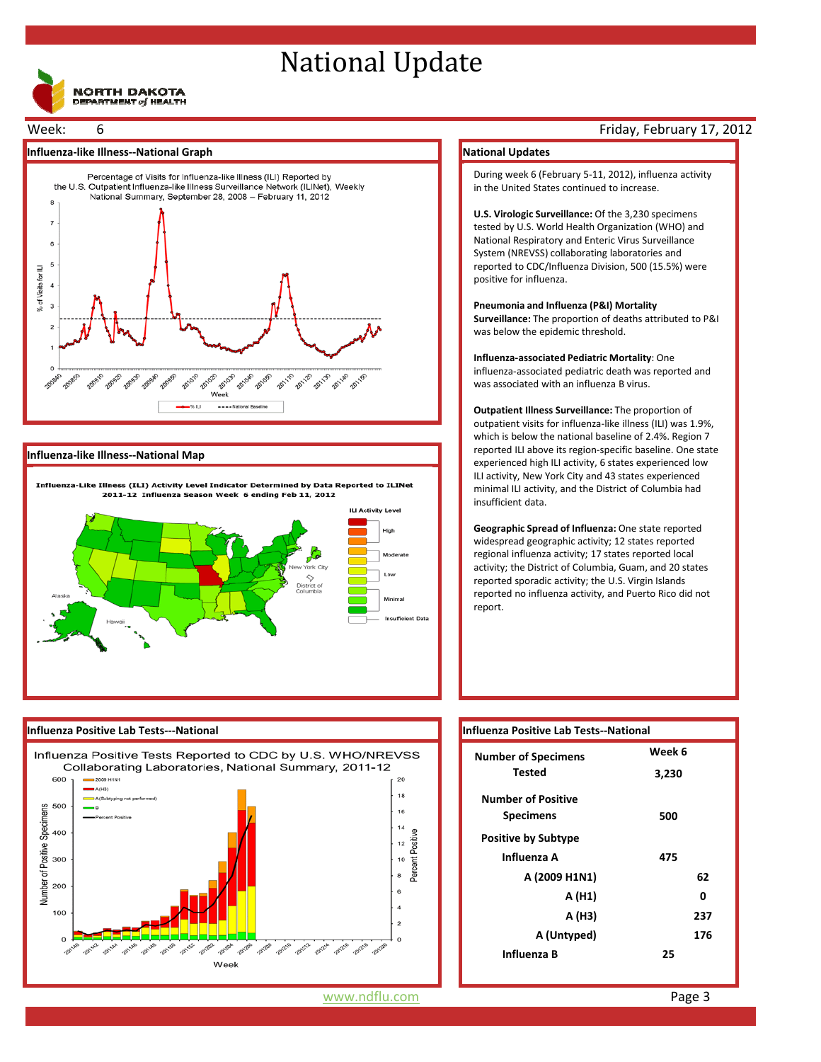# National Update

NORTH DAKOTA DEPARTMENT of HEALTH

Week: 6

Friday, February 17, 2012

## Influenza-like Illness--National Graph

Percentage of Visits for Influenza-like Illness (ILI) Reported by the U.S. Outpatient Influenza-like Illness Surveillance Network (ILINet), Weekly National Summary, September 28, 2008 – February 11, 2012

% of Visits for ILI

Week

% ILI

National Baseline

## Influenza-like Illness--National Map

Influenza-Like Illness (ILI) Activity Level Indicator Determined by Data Reported to ILINet
2011-12 Influenza Season Week 6 ending Feb 11, 2012

ILI Activity Level

High

Moderate

Low

Minimal

Insufficient Data

New York City

District of Columbia

Alaska

Hawaii

## Influenza Positive Lab Tests---National

Influenza Positive Tests Reported to CDC by U.S. WHO/NREVSS Collaborating Laboratories, National Summary, 2011-12

Number of Positive Specimens

Percent Positive

2009 H1N1

A(H3)

A(Subtyping not performed)

B

Percent Positive

Week

## National Updates

During week 6 (February 5-11, 2012), influenza activity in the United States continued to increase.

**U.S. Virologic Surveillance:** Of the 3,230 specimens tested by U.S. World Health Organization (WHO) and National Respiratory and Enteric Virus Surveillance System (NREVSS) collaborating laboratories and reported to CDC/Influenza Division, 500 (15.5%) were positive for influenza.

**Pneumonia and Influenza (P&I) Mortality Surveillance:** The proportion of deaths attributed to P&I was below the epidemic threshold.

**Influenza-associated Pediatric Mortality**: One influenza-associated pediatric death was reported and was associated with an influenza B virus.

**Outpatient Illness Surveillance:** The proportion of outpatient visits for influenza-like illness (ILI) was 1.9%, which is below the national baseline of 2.4%. Region 7 reported ILI above its region-specific baseline. One state experienced high ILI activity, 6 states experienced low ILI activity, New York City and 43 states experienced minimal ILI activity, and the District of Columbia had insufficient data.

**Geographic Spread of Influenza:** One state reported widespread geographic activity; 12 states reported regional influenza activity; 17 states reported local activity; the District of Columbia, Guam, and 20 states reported sporadic activity; the U.S. Virgin Islands reported no influenza activity, and Puerto Rico did not report.

## Influenza Positive Lab Tests--National

| | Week 6 |
|---|---|
| **Number of Specimens Tested** | **3,230** |
| **Number of Positive Specimens** | **500** |
| **Positive by Subtype** | |
| **Influenza A** | **475** |
| **A (2009 H1N1)** | **62** |
| **A (H1)** | **0** |
| **A (H3)** | **237** |
| **A (Untyped)** | **176** |
| **Influenza B** | **25** |

www.ndflu.com